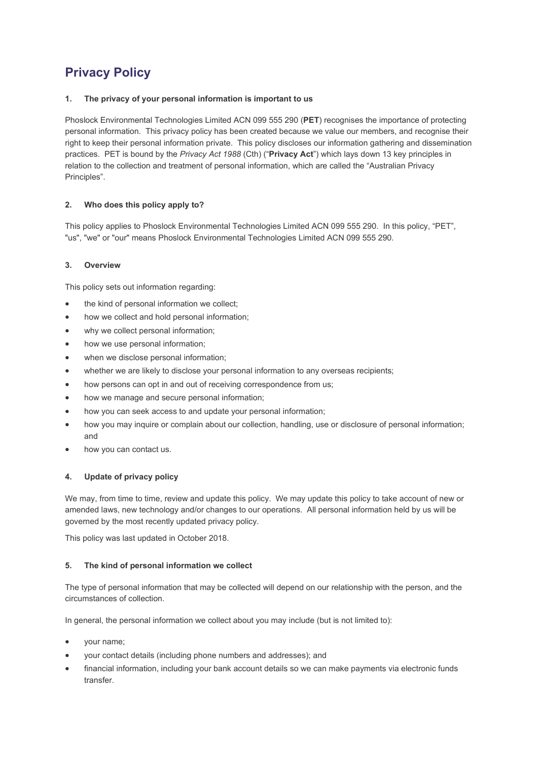# Privacy Policy

### 1. The privacy of your personal information is important to us

Phoslock Environmental Technologies Limited ACN 099 555 290 (**PET**) recognises the importance of protecting personal information. This privacy policy has been created because we value our members, and recognise their right to keep their personal information private. This policy discloses our information gathering and dissemination practices. PET is bound by the *Privacy Act 1988* (Cth) ("**Privacy Act**") which lays down 13 key principles in relation to the collection and treatment of personal information, which are called the "Australian Privacy Principles".

### 2. Who does this policy apply to?

This policy applies to Phoslock Environmental Technologies Limited ACN 099 555 290. In this policy, "PET", "us", "we" or "our" means Phoslock Environmental Technologies Limited ACN 099 555 290.

### 3. Overview

This policy sets out information regarding:

- the kind of personal information we collect;
- how we collect and hold personal information;
- why we collect personal information;
- how we use personal information;
- when we disclose personal information;
- whether we are likely to disclose your personal information to any overseas recipients;
- how persons can opt in and out of receiving correspondence from us;
- how we manage and secure personal information;
- how you can seek access to and update your personal information;
- how you may inquire or complain about our collection, handling, use or disclosure of personal information; and
- how you can contact us.

### 4. Update of privacy policy

We may, from time to time, review and update this policy. We may update this policy to take account of new or amended laws, new technology and/or changes to our operations. All personal information held by us will be governed by the most recently updated privacy policy.

This policy was last updated in October 2018.

### 5. The kind of personal information we collect

The type of personal information that may be collected will depend on our relationship with the person, and the circumstances of collection.

In general, the personal information we collect about you may include (but is not limited to):

- your name;
- your contact details (including phone numbers and addresses); and
- financial information, including your bank account details so we can make payments via electronic funds transfer.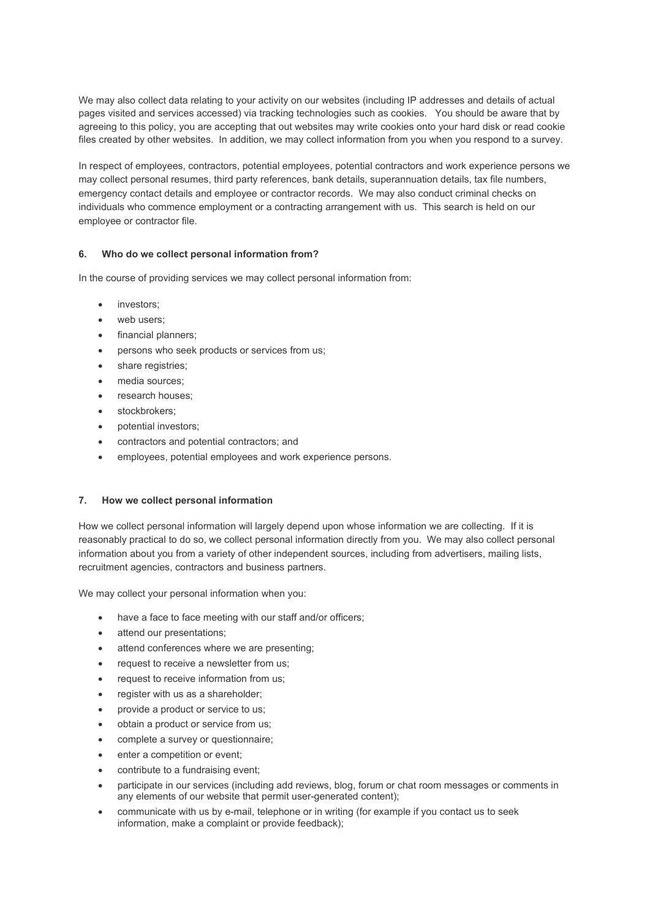We may also collect data relating to your activity on our websites (including IP addresses and details of actual pages visited and services accessed) via tracking technologies such as cookies. You should be aware that by agreeing to this policy, you are accepting that out websites may write cookies onto your hard disk or read cookie files created by other websites. In addition, we may collect information from you when you respond to a survey.

In respect of employees, contractors, potential employees, potential contractors and work experience persons we may collect personal resumes, third party references, bank details, superannuation details, tax file numbers, emergency contact details and employee or contractor records. We may also conduct criminal checks on individuals who commence employment or a contracting arrangement with us. This search is held on our employee or contractor file.

### 6. Who do we collect personal information from?

In the course of providing services we may collect personal information from:

- investors;
- web users;
- financial planners;
- persons who seek products or services from us;
- share registries;
- media sources;
- research houses;
- stockbrokers;
- potential investors;
- contractors and potential contractors; and
- employees, potential employees and work experience persons.

### 7. How we collect personal information

How we collect personal information will largely depend upon whose information we are collecting. If it is reasonably practical to do so, we collect personal information directly from you. We may also collect personal information about you from a variety of other independent sources, including from advertisers, mailing lists, recruitment agencies, contractors and business partners.

We may collect your personal information when you:

- have a face to face meeting with our staff and/or officers;
- attend our presentations;
- attend conferences where we are presenting;
- request to receive a newsletter from us;
- request to receive information from us;
- register with us as a shareholder;
- provide a product or service to us;
- obtain a product or service from us;
- complete a survey or questionnaire;
- enter a competition or event;
- contribute to a fundraising event;
- participate in our services (including add reviews, blog, forum or chat room messages or comments in any elements of our website that permit user-generated content);
- communicate with us by e-mail, telephone or in writing (for example if you contact us to seek information, make a complaint or provide feedback);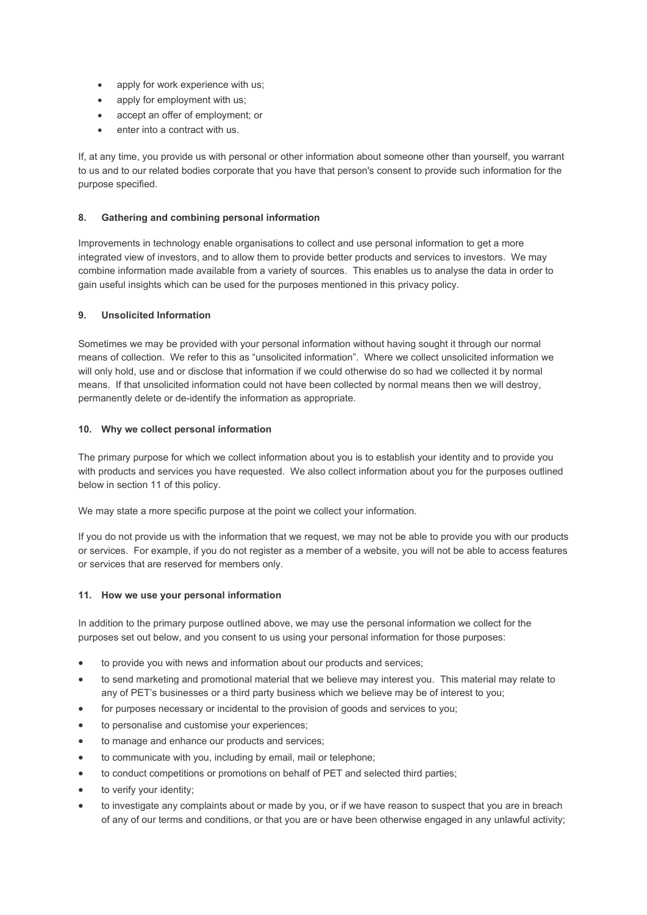- apply for work experience with us;
- apply for employment with us;
- accept an offer of employment; or
- enter into a contract with us.

If, at any time, you provide us with personal or other information about someone other than yourself, you warrant to us and to our related bodies corporate that you have that person's consent to provide such information for the purpose specified.

## 8. Gathering and combining personal information

Improvements in technology enable organisations to collect and use personal information to get a more integrated view of investors, and to allow them to provide better products and services to investors. We may combine information made available from a variety of sources. This enables us to analyse the data in order to gain useful insights which can be used for the purposes mentioned in this privacy policy.

## 9. Unsolicited Information

Sometimes we may be provided with your personal information without having sought it through our normal means of collection. We refer to this as "unsolicited information". Where we collect unsolicited information we will only hold, use and or disclose that information if we could otherwise do so had we collected it by normal means. If that unsolicited information could not have been collected by normal means then we will destroy, permanently delete or de-identify the information as appropriate.

## 10. Why we collect personal information

The primary purpose for which we collect information about you is to establish your identity and to provide you with products and services you have requested. We also collect information about you for the purposes outlined below in section 11 of this policy.

We may state a more specific purpose at the point we collect your information.

If you do not provide us with the information that we request, we may not be able to provide you with our products or services. For example, if you do not register as a member of a website, you will not be able to access features or services that are reserved for members only.

## 11. How we use your personal information

In addition to the primary purpose outlined above, we may use the personal information we collect for the purposes set out below, and you consent to us using your personal information for those purposes:

- to provide you with news and information about our products and services;
- to send marketing and promotional material that we believe may interest you. This material may relate to any of PET's businesses or a third party business which we believe may be of interest to you;
- for purposes necessary or incidental to the provision of goods and services to you;
- to personalise and customise your experiences;
- to manage and enhance our products and services;
- to communicate with you, including by email, mail or telephone;
- to conduct competitions or promotions on behalf of PET and selected third parties;
- to verify your identity;
- to investigate any complaints about or made by you, or if we have reason to suspect that you are in breach of any of our terms and conditions, or that you are or have been otherwise engaged in any unlawful activity;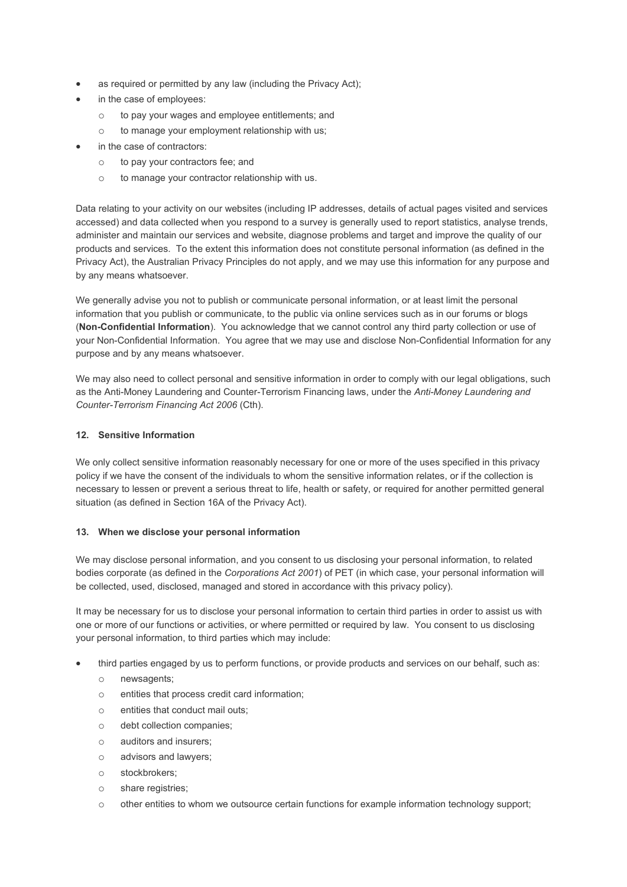- as required or permitted by any law (including the Privacy Act);
- in the case of employees:
  - to pay your wages and employee entitlements; and
  - to manage your employment relationship with us;
- in the case of contractors:
  - to pay your contractors fee; and
  - to manage your contractor relationship with us.

Data relating to your activity on our websites (including IP addresses, details of actual pages visited and services accessed) and data collected when you respond to a survey is generally used to report statistics, analyse trends, administer and maintain our services and website, diagnose problems and target and improve the quality of our products and services. To the extent this information does not constitute personal information (as defined in the Privacy Act), the Australian Privacy Principles do not apply, and we may use this information for any purpose and by any means whatsoever.

We generally advise you not to publish or communicate personal information, or at least limit the personal information that you publish or communicate, to the public via online services such as in our forums or blogs (**Non-Confidential Information**). You acknowledge that we cannot control any third party collection or use of your Non-Confidential Information. You agree that we may use and disclose Non-Confidential Information for any purpose and by any means whatsoever.

We may also need to collect personal and sensitive information in order to comply with our legal obligations, such as the Anti-Money Laundering and Counter-Terrorism Financing laws, under the *Anti-Money Laundering and Counter-Terrorism Financing Act 2006* (Cth).

#### 12. Sensitive Information

We only collect sensitive information reasonably necessary for one or more of the uses specified in this privacy policy if we have the consent of the individuals to whom the sensitive information relates, or if the collection is necessary to lessen or prevent a serious threat to life, health or safety, or required for another permitted general situation (as defined in Section 16A of the Privacy Act).

#### 13. When we disclose your personal information

We may disclose personal information, and you consent to us disclosing your personal information, to related bodies corporate (as defined in the *Corporations Act 2001*) of PET (in which case, your personal information will be collected, used, disclosed, managed and stored in accordance with this privacy policy).

It may be necessary for us to disclose your personal information to certain third parties in order to assist us with one or more of our functions or activities, or where permitted or required by law. You consent to us disclosing your personal information, to third parties which may include:

- third parties engaged by us to perform functions, or provide products and services on our behalf, such as:
  - newsagents;
  - entities that process credit card information;
  - entities that conduct mail outs;
  - debt collection companies;
  - auditors and insurers;
  - advisors and lawyers;
  - stockbrokers;
  - share registries;
  - other entities to whom we outsource certain functions for example information technology support;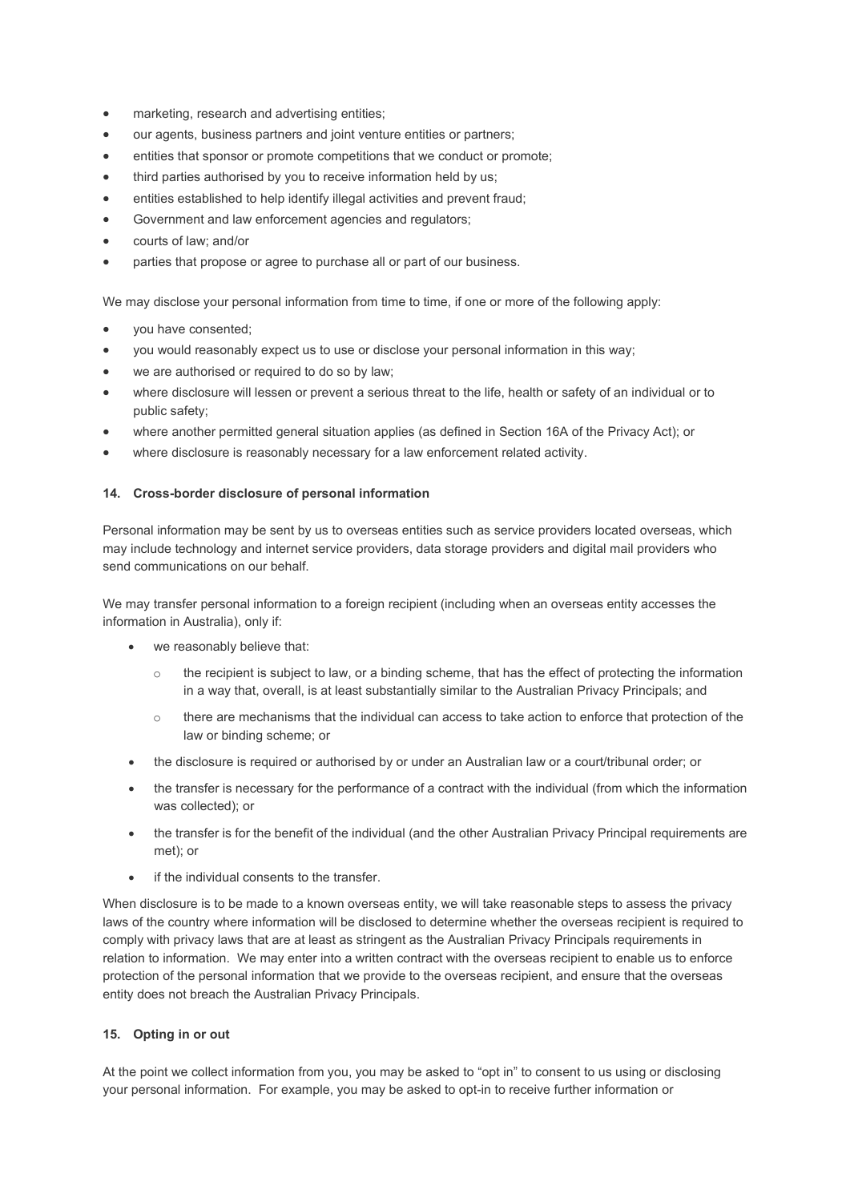- marketing, research and advertising entities;
- our agents, business partners and joint venture entities or partners;
- entities that sponsor or promote competitions that we conduct or promote;
- third parties authorised by you to receive information held by us;
- entities established to help identify illegal activities and prevent fraud;
- Government and law enforcement agencies and regulators;
- courts of law; and/or
- parties that propose or agree to purchase all or part of our business.

We may disclose your personal information from time to time, if one or more of the following apply:

- you have consented;
- you would reasonably expect us to use or disclose your personal information in this way;
- we are authorised or required to do so by law;
- where disclosure will lessen or prevent a serious threat to the life, health or safety of an individual or to public safety;
- where another permitted general situation applies (as defined in Section 16A of the Privacy Act); or
- where disclosure is reasonably necessary for a law enforcement related activity.

**14. Cross-border disclosure of personal information**

Personal information may be sent by us to overseas entities such as service providers located overseas, which may include technology and internet service providers, data storage providers and digital mail providers who send communications on our behalf.

We may transfer personal information to a foreign recipient (including when an overseas entity accesses the information in Australia), only if:

- we reasonably believe that:
  - the recipient is subject to law, or a binding scheme, that has the effect of protecting the information in a way that, overall, is at least substantially similar to the Australian Privacy Principals; and
  - there are mechanisms that the individual can access to take action to enforce that protection of the law or binding scheme; or
- the disclosure is required or authorised by or under an Australian law or a court/tribunal order; or
- the transfer is necessary for the performance of a contract with the individual (from which the information was collected); or
- the transfer is for the benefit of the individual (and the other Australian Privacy Principal requirements are met); or
- if the individual consents to the transfer.

When disclosure is to be made to a known overseas entity, we will take reasonable steps to assess the privacy laws of the country where information will be disclosed to determine whether the overseas recipient is required to comply with privacy laws that are at least as stringent as the Australian Privacy Principals requirements in relation to information. We may enter into a written contract with the overseas recipient to enable us to enforce protection of the personal information that we provide to the overseas recipient, and ensure that the overseas entity does not breach the Australian Privacy Principals.

**15. Opting in or out**

At the point we collect information from you, you may be asked to "opt in" to consent to us using or disclosing your personal information. For example, you may be asked to opt-in to receive further information or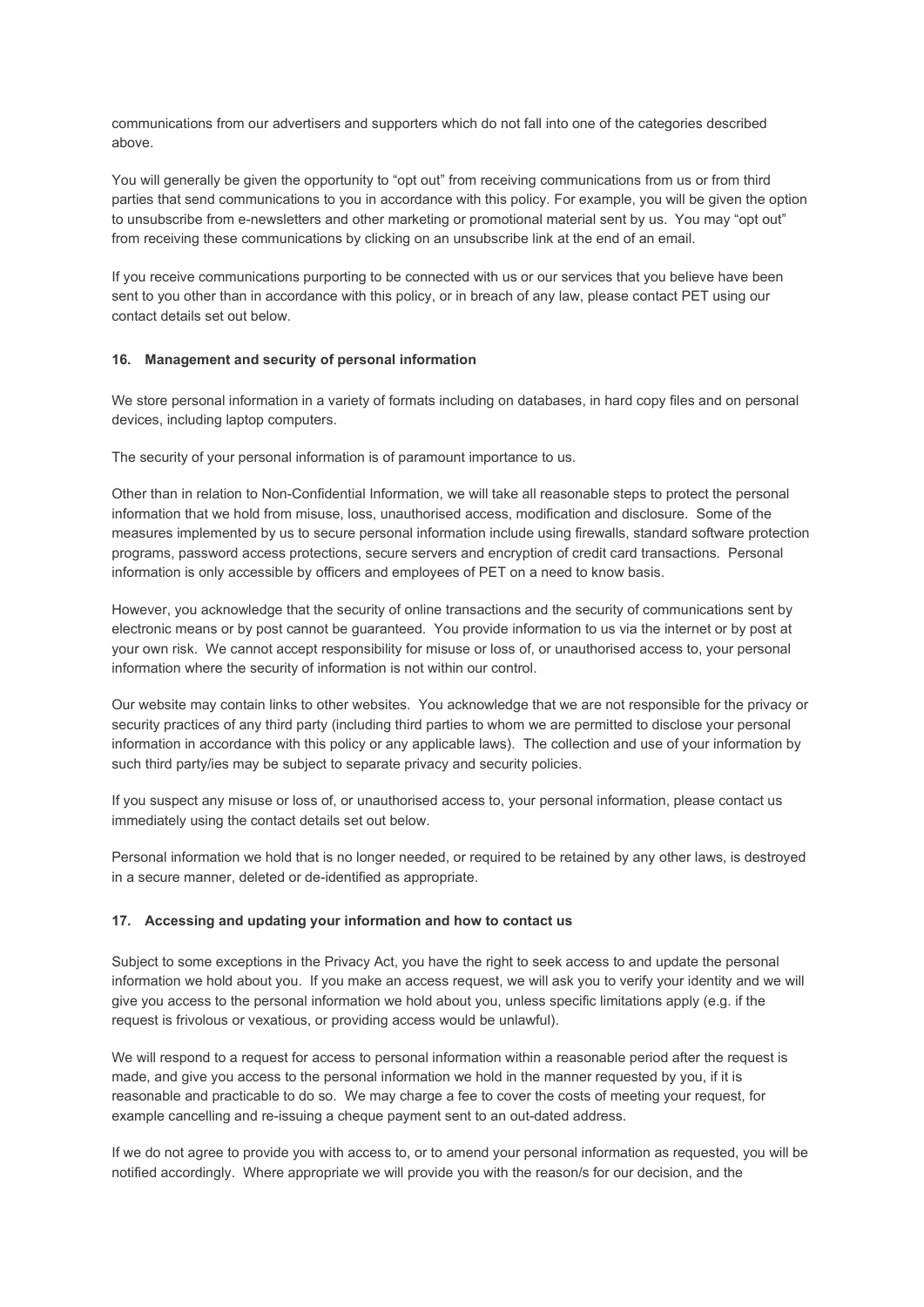communications from our advertisers and supporters which do not fall into one of the categories described above.

You will generally be given the opportunity to "opt out" from receiving communications from us or from third parties that send communications to you in accordance with this policy. For example, you will be given the option to unsubscribe from e-newsletters and other marketing or promotional material sent by us. You may "opt out" from receiving these communications by clicking on an unsubscribe link at the end of an email.

If you receive communications purporting to be connected with us or our services that you believe have been sent to you other than in accordance with this policy, or in breach of any law, please contact PET using our contact details set out below.

#### 16. Management and security of personal information

We store personal information in a variety of formats including on databases, in hard copy files and on personal devices, including laptop computers.

The security of your personal information is of paramount importance to us.

Other than in relation to Non-Confidential Information, we will take all reasonable steps to protect the personal information that we hold from misuse, loss, unauthorised access, modification and disclosure. Some of the measures implemented by us to secure personal information include using firewalls, standard software protection programs, password access protections, secure servers and encryption of credit card transactions. Personal information is only accessible by officers and employees of PET on a need to know basis.

However, you acknowledge that the security of online transactions and the security of communications sent by electronic means or by post cannot be guaranteed. You provide information to us via the internet or by post at your own risk. We cannot accept responsibility for misuse or loss of, or unauthorised access to, your personal information where the security of information is not within our control.

Our website may contain links to other websites. You acknowledge that we are not responsible for the privacy or security practices of any third party (including third parties to whom we are permitted to disclose your personal information in accordance with this policy or any applicable laws). The collection and use of your information by such third party/ies may be subject to separate privacy and security policies.

If you suspect any misuse or loss of, or unauthorised access to, your personal information, please contact us immediately using the contact details set out below.

Personal information we hold that is no longer needed, or required to be retained by any other laws, is destroyed in a secure manner, deleted or de-identified as appropriate.

#### 17. Accessing and updating your information and how to contact us

Subject to some exceptions in the Privacy Act, you have the right to seek access to and update the personal information we hold about you. If you make an access request, we will ask you to verify your identity and we will give you access to the personal information we hold about you, unless specific limitations apply (e.g. if the request is frivolous or vexatious, or providing access would be unlawful).

We will respond to a request for access to personal information within a reasonable period after the request is made, and give you access to the personal information we hold in the manner requested by you, if it is reasonable and practicable to do so. We may charge a fee to cover the costs of meeting your request, for example cancelling and re-issuing a cheque payment sent to an out-dated address.

If we do not agree to provide you with access to, or to amend your personal information as requested, you will be notified accordingly. Where appropriate we will provide you with the reason/s for our decision, and the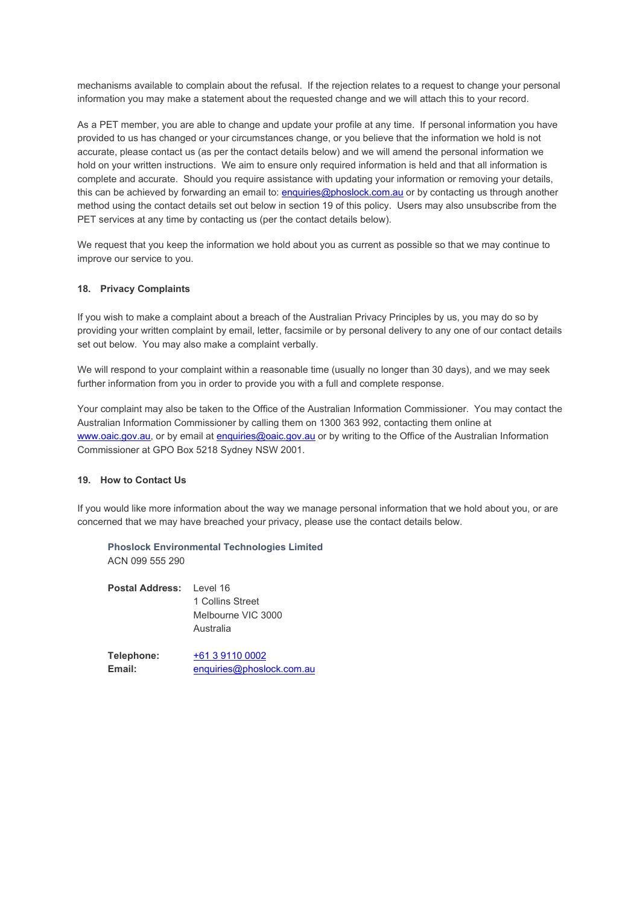mechanisms available to complain about the refusal. If the rejection relates to a request to change your personal information you may make a statement about the requested change and we will attach this to your record.

As a PET member, you are able to change and update your profile at any time. If personal information you have provided to us has changed or your circumstances change, or you believe that the information we hold is not accurate, please contact us (as per the contact details below) and we will amend the personal information we hold on your written instructions. We aim to ensure only required information is held and that all information is complete and accurate. Should you require assistance with updating your information or removing your details, this can be achieved by forwarding an email to: enquiries@phoslock.com.au or by contacting us through another method using the contact details set out below in section 19 of this policy. Users may also unsubscribe from the PET services at any time by contacting us (per the contact details below).

We request that you keep the information we hold about you as current as possible so that we may continue to improve our service to you.

### 18. Privacy Complaints

If you wish to make a complaint about a breach of the Australian Privacy Principles by us, you may do so by providing your written complaint by email, letter, facsimile or by personal delivery to any one of our contact details set out below. You may also make a complaint verbally.

We will respond to your complaint within a reasonable time (usually no longer than 30 days), and we may seek further information from you in order to provide you with a full and complete response.

Your complaint may also be taken to the Office of the Australian Information Commissioner. You may contact the Australian Information Commissioner by calling them on 1300 363 992, contacting them online at www.oaic.gov.au, or by email at enquiries@oaic.gov.au or by writing to the Office of the Australian Information Commissioner at GPO Box 5218 Sydney NSW 2001.

### 19. How to Contact Us

If you would like more information about the way we manage personal information that we hold about you, or are concerned that we may have breached your privacy, please use the contact details below.

**Phoslock Environmental Technologies Limited**
ACN 099 555 290

**Postal Address:** Level 16
1 Collins Street
Melbourne VIC 3000
Australia

**Telephone:** +61 3 9110 0002
**Email:** enquiries@phoslock.com.au